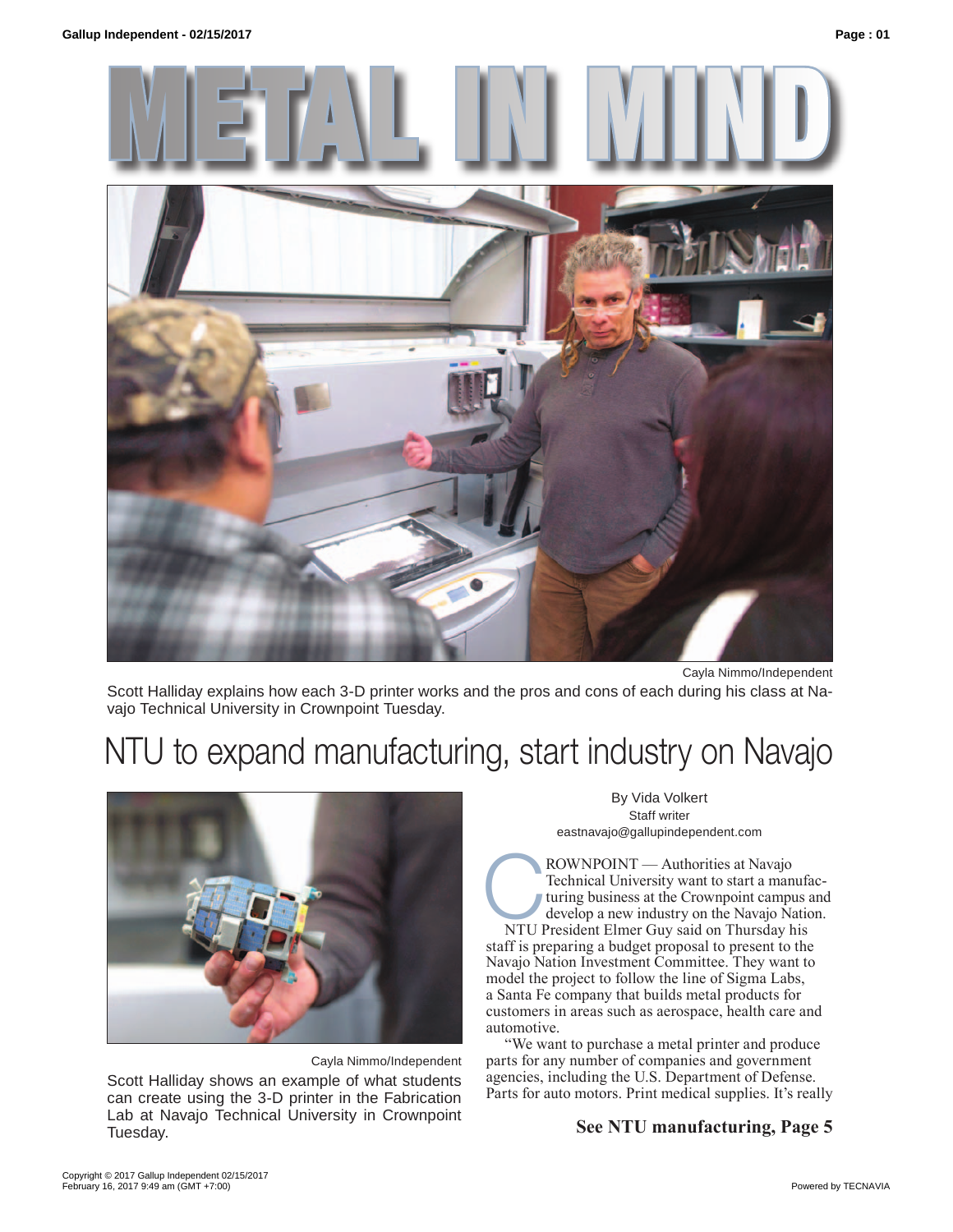# METAL IN MIND

Cayla Nimmo/Independent

Scott Halliday explains how each 3-D printer works and the pros and cons of each during his class at Navajo Technical University in Crownpoint Tuesday.

## NTU to expand manufacturing, start industry on Navajo

Cayla Nimmo/Independent

Scott Halliday shows an example of what students can create using the 3-D printer in the Fabrication Lab at Navajo Technical University in Crownpoint Tuesday.

By Vida Volkert
Staff writer
eastnavajo@gallupindependent.com

CROWNPOINT — Authorities at Navajo Technical University want to start a manufacturing business at the Crownpoint campus and develop a new industry on the Navajo Nation.

NTU President Elmer Guy said on Thursday his staff is preparing a budget proposal to present to the Navajo Nation Investment Committee. They want to model the project to follow the line of Sigma Labs, a Santa Fe company that builds metal products for customers in areas such as aerospace, health care and automotive.

"We want to purchase a metal printer and produce parts for any number of companies and government agencies, including the U.S. Department of Defense. Parts for auto motors. Print medical supplies. It's really

**See NTU manufacturing, Page 5**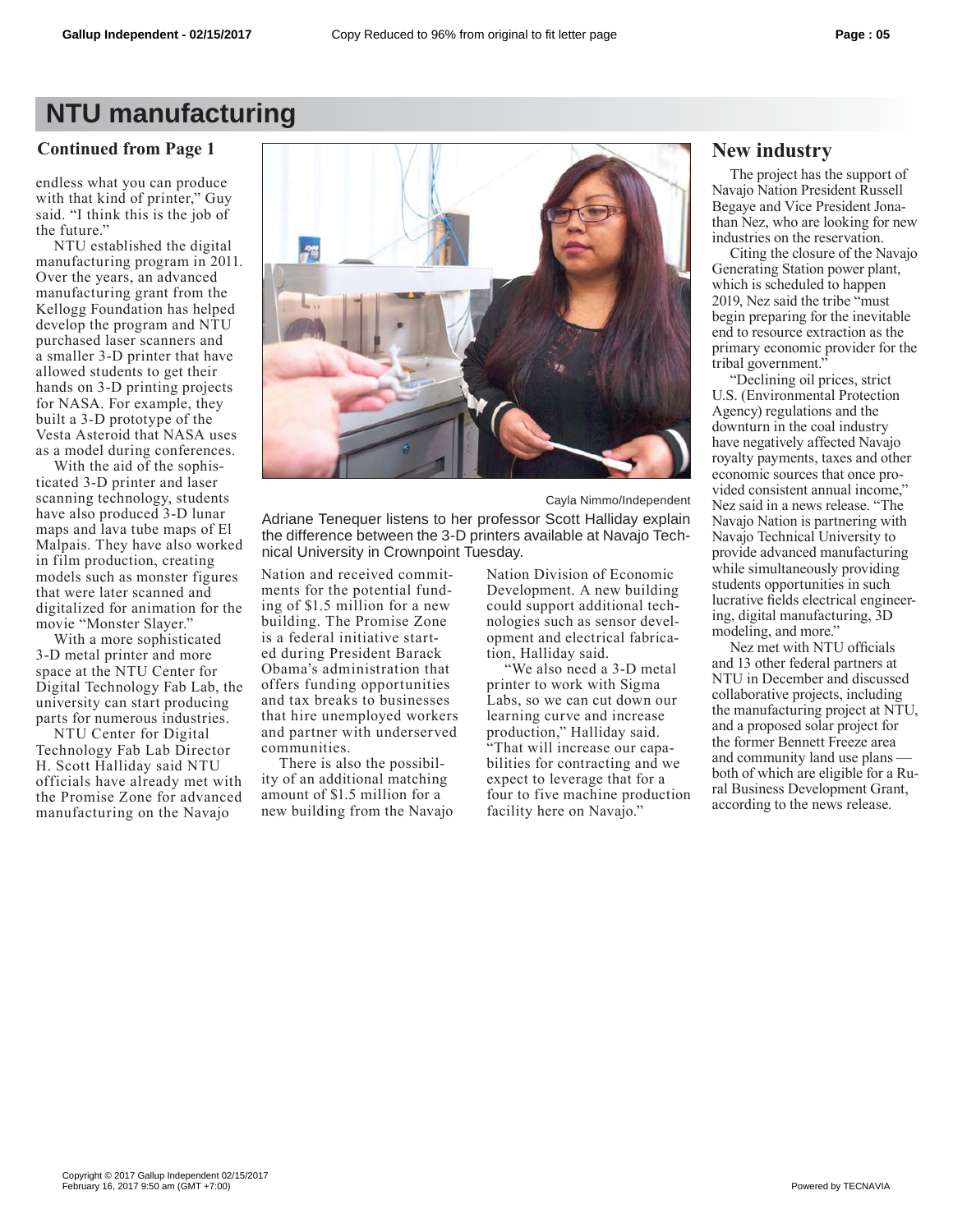# NTU manufacturing

**Continued from Page 1**

endless what you can produce with that kind of printer," Guy said. "I think this is the job of the future."

NTU established the digital manufacturing program in 2011. Over the years, an advanced manufacturing grant from the Kellogg Foundation has helped develop the program and NTU purchased laser scanners and a smaller 3-D printer that have allowed students to get their hands on 3-D printing projects for NASA. For example, they built a 3-D prototype of the Vesta Asteroid that NASA uses as a model during conferences.

With the aid of the sophisticated 3-D printer and laser scanning technology, students have also produced 3-D lunar maps and lava tube maps of El Malpais. They have also worked in film production, creating models such as monster figures that were later scanned and digitalized for animation for the movie "Monster Slayer."

With a more sophisticated 3-D metal printer and more space at the NTU Center for Digital Technology Fab Lab, the university can start producing parts for numerous industries.

NTU Center for Digital Technology Fab Lab Director H. Scott Halliday said NTU officials have already met with the Promise Zone for advanced manufacturing on the Navajo Nation and received commitments for the potential funding of $1.5 million for a new building. The Promise Zone is a federal initiative started during President Barack Obama's administration that offers funding opportunities and tax breaks to businesses that hire unemployed workers and partner with underserved communities.

There is also the possibility of an additional matching amount of $1.5 million for a new building from the Navajo Nation Division of Economic Development. A new building could support additional technologies such as sensor development and electrical fabrication, Halliday said.

"We also need a 3-D metal printer to work with Sigma Labs, so we can cut down our learning curve and increase production," Halliday said. "That will increase our capabilities for contracting and we expect to leverage that for a four to five machine production facility here on Navajo."

Cayla Nimmo/Independent

Adriane Tenequer listens to her professor Scott Halliday explain the difference between the 3-D printers available at Navajo Technical University in Crownpoint Tuesday.

## New industry

The project has the support of Navajo Nation President Russell Begaye and Vice President Jonathan Nez, who are looking for new industries on the reservation.

Citing the closure of the Navajo Generating Station power plant, which is scheduled to happen 2019, Nez said the tribe "must begin preparing for the inevitable end to resource extraction as the primary economic provider for the tribal government."

"Declining oil prices, strict U.S. (Environmental Protection Agency) regulations and the downturn in the coal industry have negatively affected Navajo royalty payments, taxes and other economic sources that once provided consistent annual income," Nez said in a news release. "The Navajo Nation is partnering with Navajo Technical University to provide advanced manufacturing while simultaneously providing students opportunities in such lucrative fields electrical engineering, digital manufacturing, 3D modeling, and more."

Nez met with NTU officials and 13 other federal partners at NTU in December and discussed collaborative projects, including the manufacturing project at NTU, and a proposed solar project for the former Bennett Freeze area and community land use plans — both of which are eligible for a Rural Business Development Grant, according to the news release.